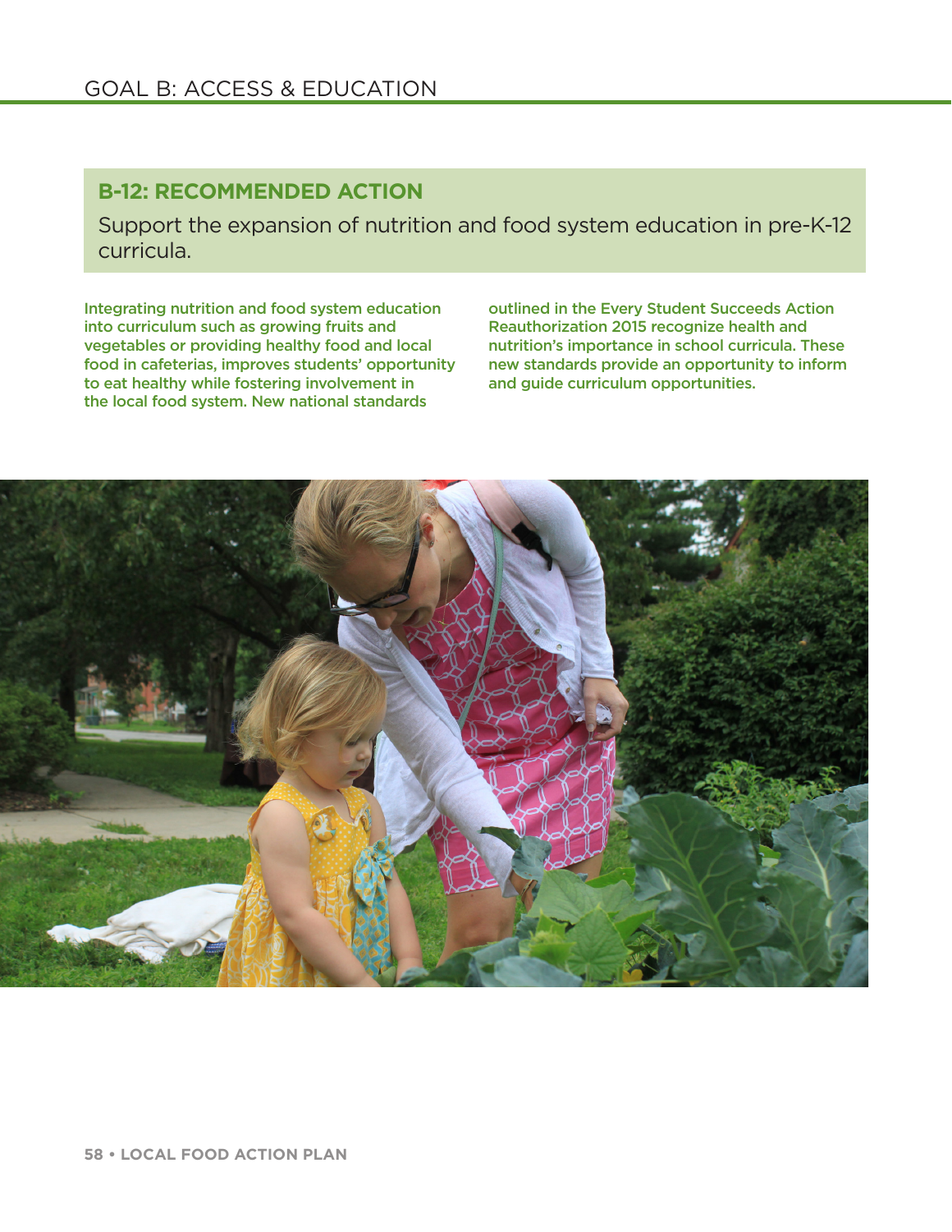# GOAL B: ACCESS & EDUCATION

## B-12: RECOMMENDED ACTION

Support the expansion of nutrition and food system education in pre-K-12 curricula.

Integrating nutrition and food system education into curriculum such as growing fruits and vegetables or providing healthy food and local food in cafeterias, improves students' opportunity to eat healthy while fostering involvement in the local food system. New national standards outlined in the Every Student Succeeds Action Reauthorization 2015 recognize health and nutrition's importance in school curricula. These new standards provide an opportunity to inform and guide curriculum opportunities.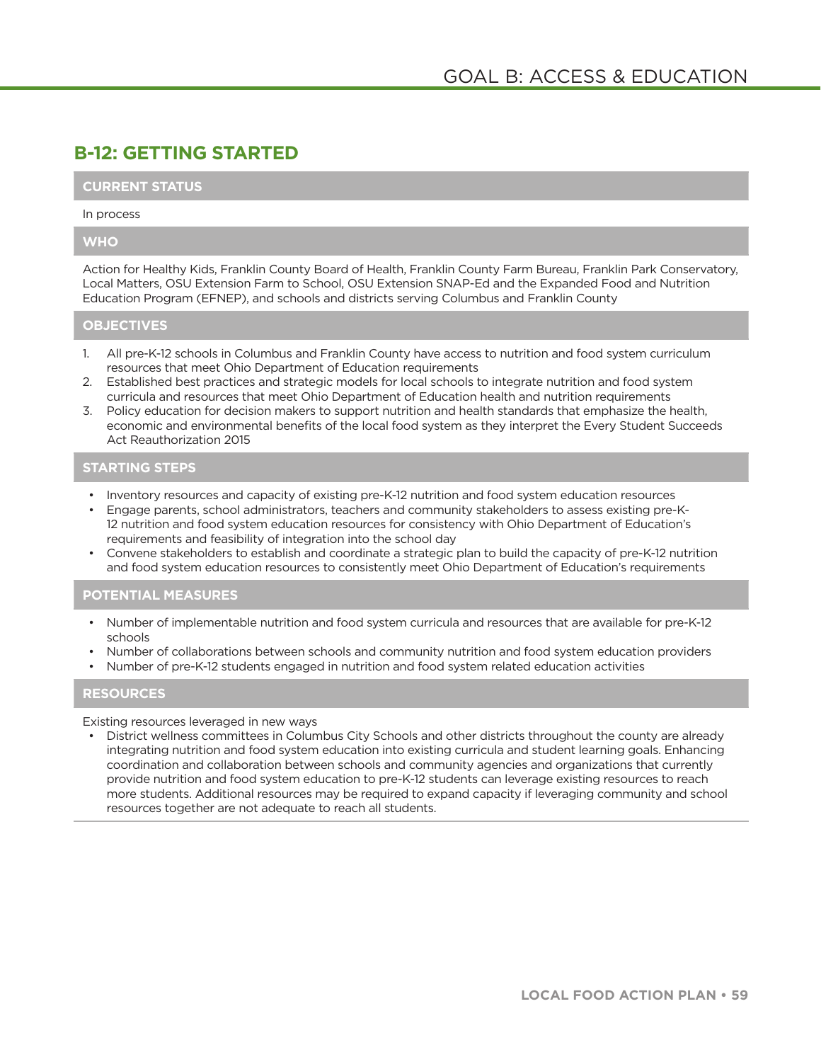# GOAL B: ACCESS & EDUCATION

## B-12: GETTING STARTED

### CURRENT STATUS

In process

### WHO

Action for Healthy Kids, Franklin County Board of Health, Franklin County Farm Bureau, Franklin Park Conservatory, Local Matters, OSU Extension Farm to School, OSU Extension SNAP-Ed and the Expanded Food and Nutrition Education Program (EFNEP), and schools and districts serving Columbus and Franklin County

### OBJECTIVES

1. All pre-K-12 schools in Columbus and Franklin County have access to nutrition and food system curriculum resources that meet Ohio Department of Education requirements
2. Established best practices and strategic models for local schools to integrate nutrition and food system curricula and resources that meet Ohio Department of Education health and nutrition requirements
3. Policy education for decision makers to support nutrition and health standards that emphasize the health, economic and environmental benefits of the local food system as they interpret the Every Student Succeeds Act Reauthorization 2015

### STARTING STEPS

- Inventory resources and capacity of existing pre-K-12 nutrition and food system education resources
- Engage parents, school administrators, teachers and community stakeholders to assess existing pre-K-12 nutrition and food system education resources for consistency with Ohio Department of Education's requirements and feasibility of integration into the school day
- Convene stakeholders to establish and coordinate a strategic plan to build the capacity of pre-K-12 nutrition and food system education resources to consistently meet Ohio Department of Education's requirements

### POTENTIAL MEASURES

- Number of implementable nutrition and food system curricula and resources that are available for pre-K-12 schools
- Number of collaborations between schools and community nutrition and food system education providers
- Number of pre-K-12 students engaged in nutrition and food system related education activities

### RESOURCES

Existing resources leveraged in new ways

- District wellness committees in Columbus City Schools and other districts throughout the county are already integrating nutrition and food system education into existing curricula and student learning goals. Enhancing coordination and collaboration between schools and community agencies and organizations that currently provide nutrition and food system education to pre-K-12 students can leverage existing resources to reach more students. Additional resources may be required to expand capacity if leveraging community and school resources together are not adequate to reach all students.